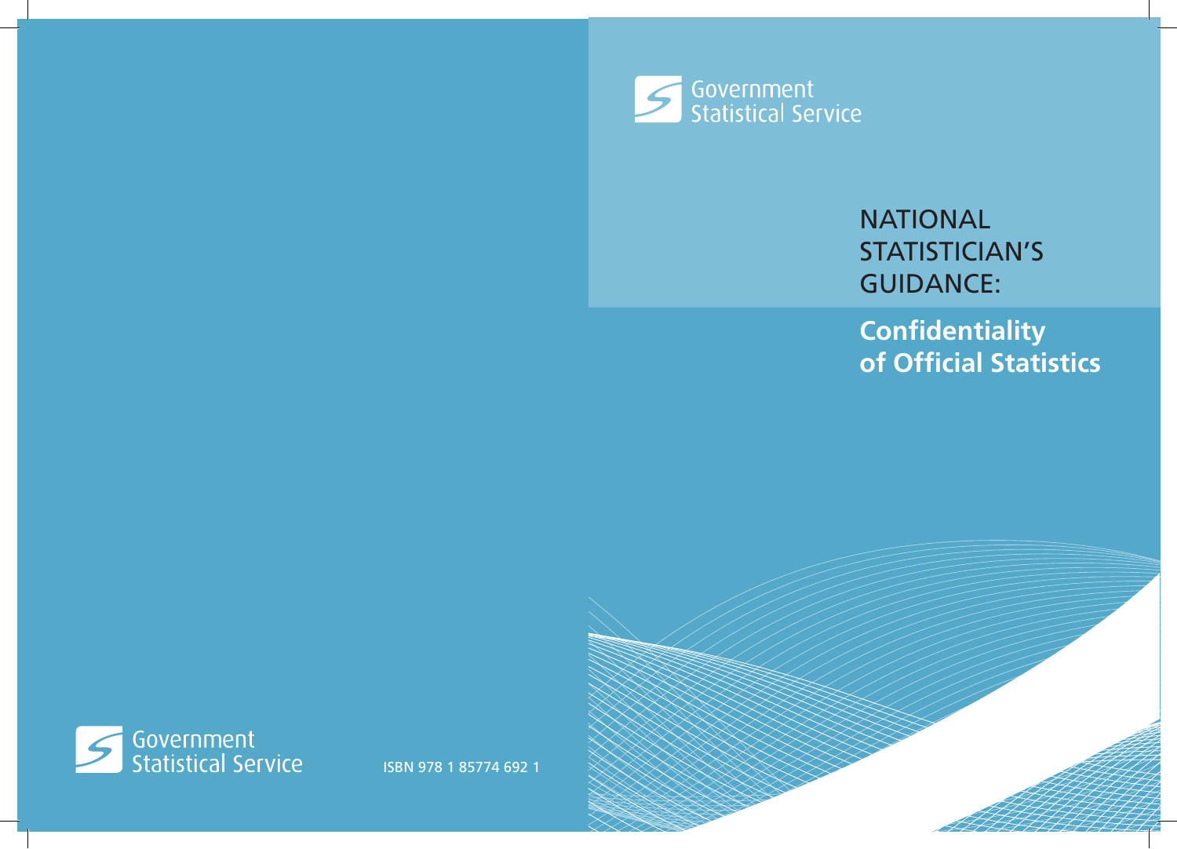Government Statistical Service

# NATIONAL STATISTICIAN'S GUIDANCE:

## Confidentiality of Official Statistics

Government Statistical Service

ISBN 978 1 85774 692 1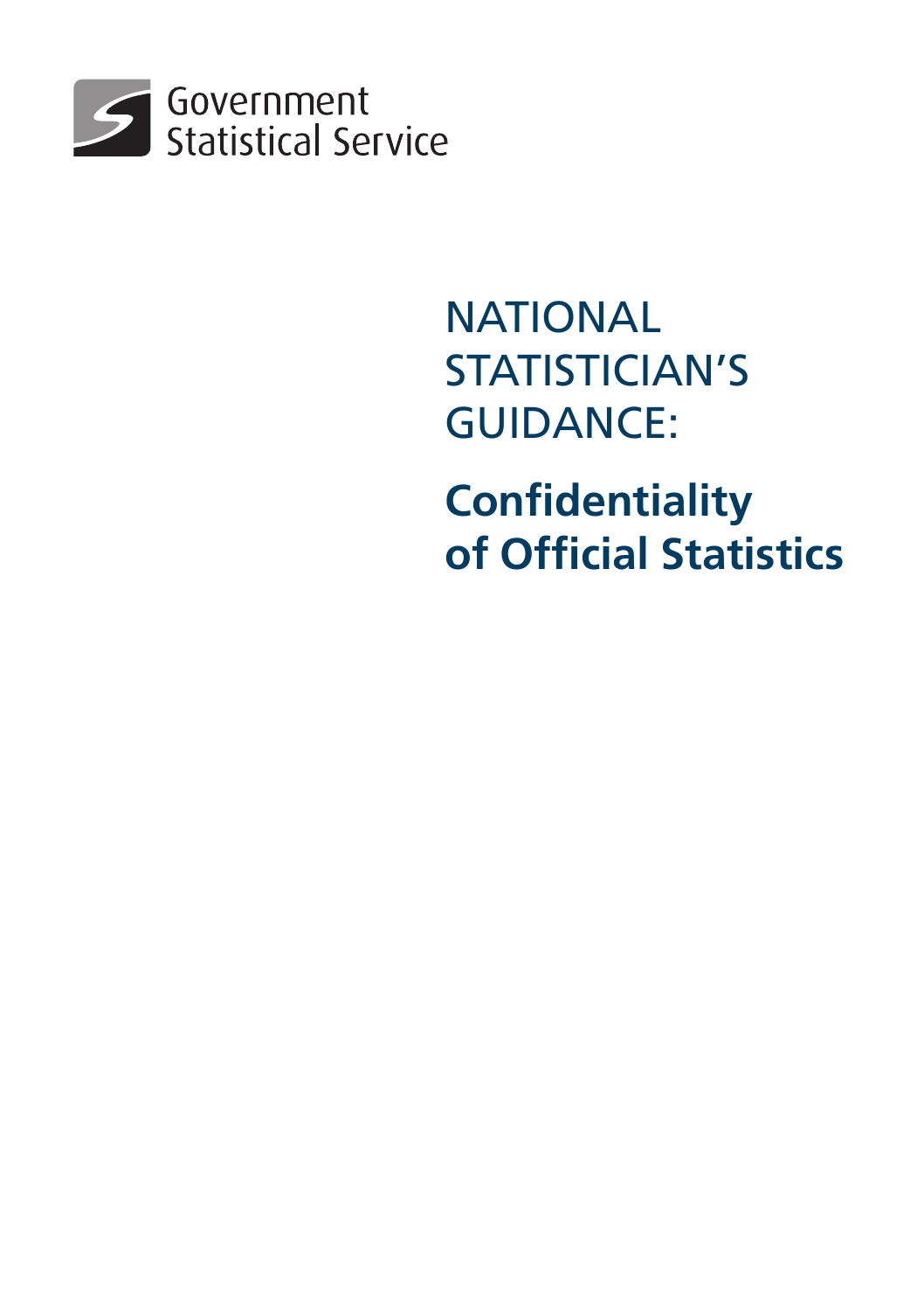Government Statistical Service

# NATIONAL STATISTICIAN'S GUIDANCE:

# Confidentiality of Official Statistics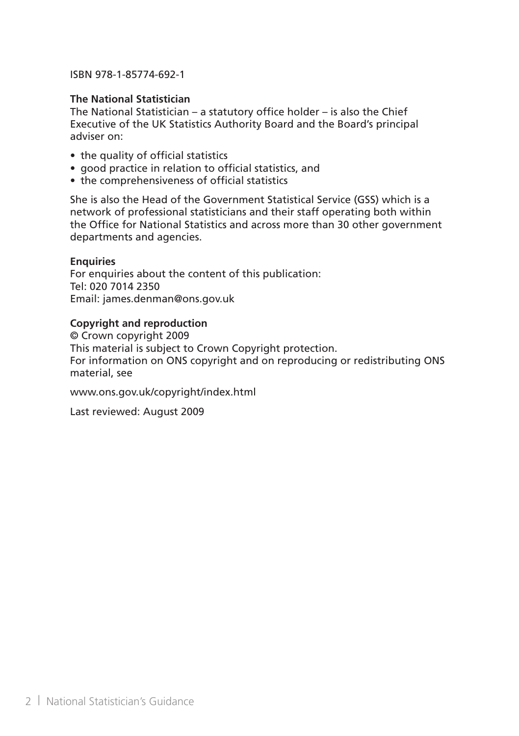ISBN 978-1-85774-692-1

**The National Statistician**

The National Statistician – a statutory office holder – is also the Chief Executive of the UK Statistics Authority Board and the Board's principal adviser on:

- the quality of official statistics
- good practice in relation to official statistics, and
- the comprehensiveness of official statistics

She is also the Head of the Government Statistical Service (GSS) which is a network of professional statisticians and their staff operating both within the Office for National Statistics and across more than 30 other government departments and agencies.

**Enquiries**

For enquiries about the content of this publication:
Tel: 020 7014 2350
Email: james.denman@ons.gov.uk

**Copyright and reproduction**

© Crown copyright 2009
This material is subject to Crown Copyright protection.
For information on ONS copyright and on reproducing or redistributing ONS material, see

www.ons.gov.uk/copyright/index.html

Last reviewed: August 2009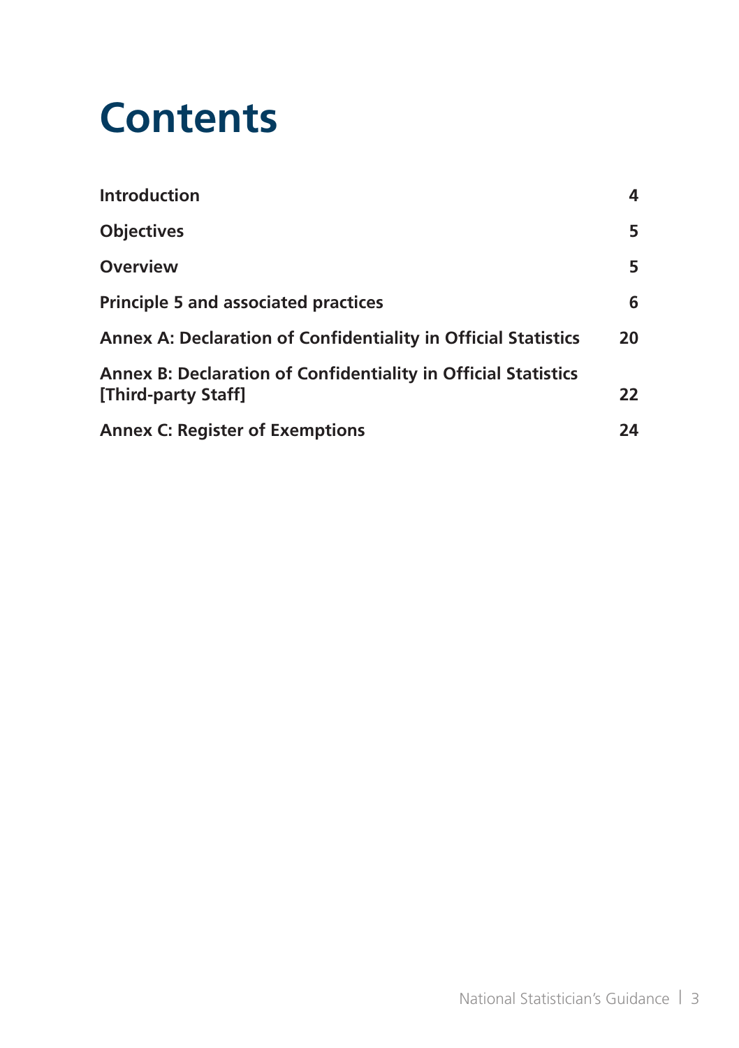# Contents

| | |
|---|---|
| **Introduction** | **4** |
| **Objectives** | **5** |
| **Overview** | **5** |
| **Principle 5 and associated practices** | **6** |
| **Annex A: Declaration of Confidentiality in Official Statistics** | **20** |
| **Annex B: Declaration of Confidentiality in Official Statistics [Third-party Staff]** | **22** |
| **Annex C: Register of Exemptions** | **24** |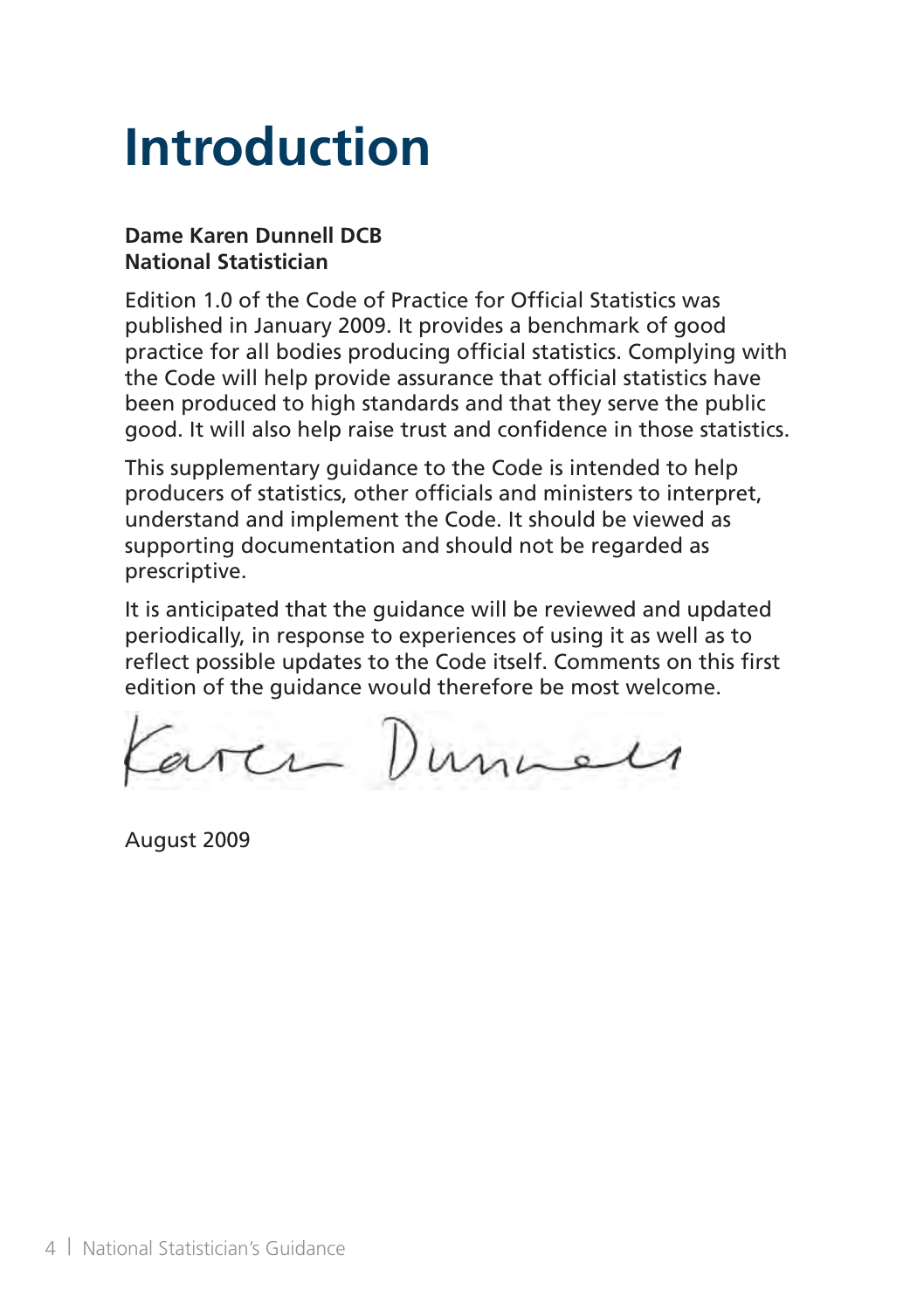# Introduction

**Dame Karen Dunnell DCB**
**National Statistician**

Edition 1.0 of the Code of Practice for Official Statistics was published in January 2009. It provides a benchmark of good practice for all bodies producing official statistics. Complying with the Code will help provide assurance that official statistics have been produced to high standards and that they serve the public good. It will also help raise trust and confidence in those statistics.

This supplementary guidance to the Code is intended to help producers of statistics, other officials and ministers to interpret, understand and implement the Code. It should be viewed as supporting documentation and should not be regarded as prescriptive.

It is anticipated that the guidance will be reviewed and updated periodically, in response to experiences of using it as well as to reflect possible updates to the Code itself. Comments on this first edition of the guidance would therefore be most welcome.

Karen Dunnell

August 2009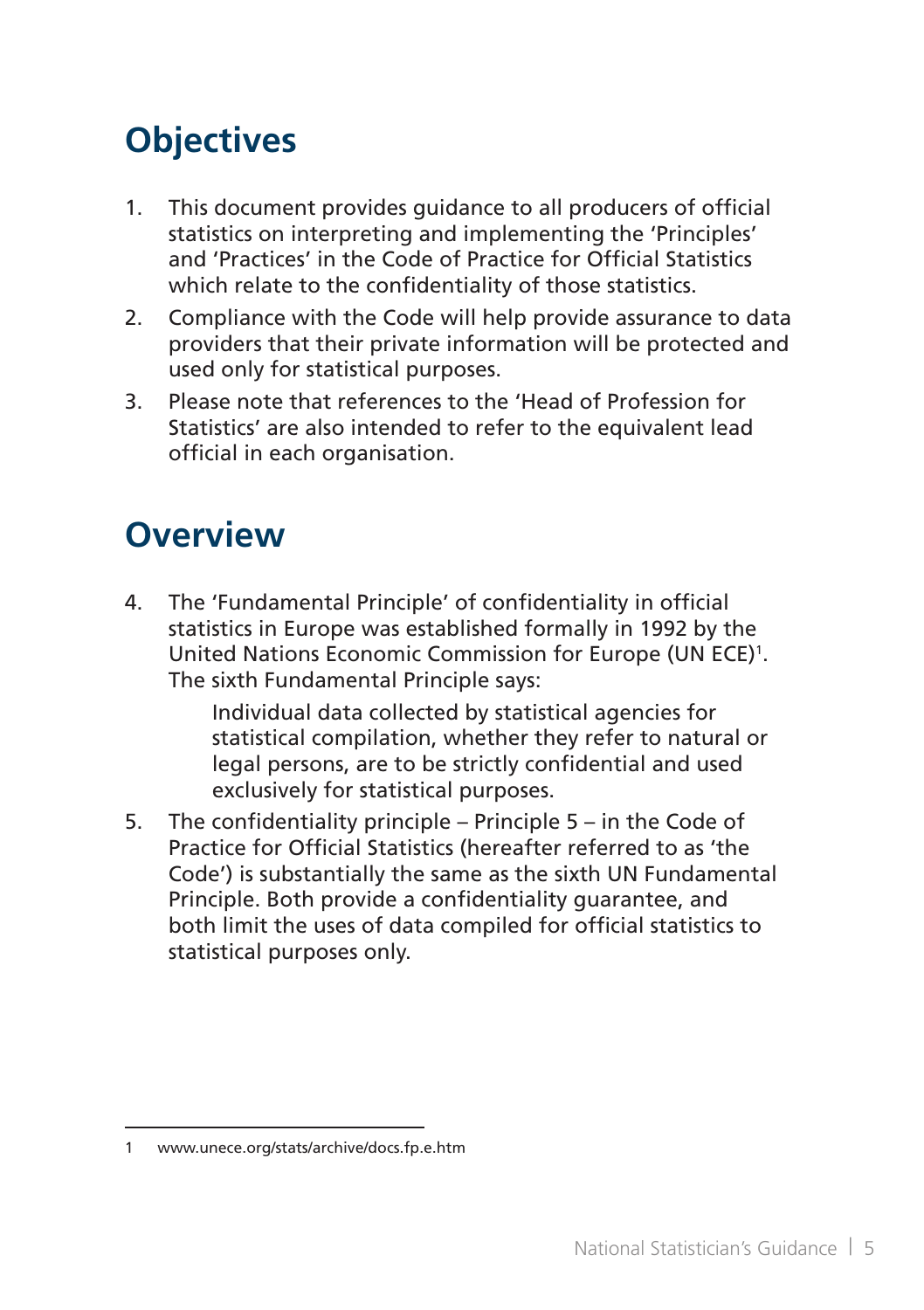## Objectives

1. This document provides guidance to all producers of official statistics on interpreting and implementing the 'Principles' and 'Practices' in the Code of Practice for Official Statistics which relate to the confidentiality of those statistics.
2. Compliance with the Code will help provide assurance to data providers that their private information will be protected and used only for statistical purposes.
3. Please note that references to the 'Head of Profession for Statistics' are also intended to refer to the equivalent lead official in each organisation.

## Overview

4. The 'Fundamental Principle' of confidentiality in official statistics in Europe was established formally in 1992 by the United Nations Economic Commission for Europe (UN ECE)[1]. The sixth Fundamental Principle says:

   > Individual data collected by statistical agencies for statistical compilation, whether they refer to natural or legal persons, are to be strictly confidential and used exclusively for statistical purposes.

5. The confidentiality principle – Principle 5 – in the Code of Practice for Official Statistics (hereafter referred to as 'the Code') is substantially the same as the sixth UN Fundamental Principle. Both provide a confidentiality guarantee, and both limit the uses of data compiled for official statistics to statistical purposes only.

---

1 www.unece.org/stats/archive/docs.fp.e.htm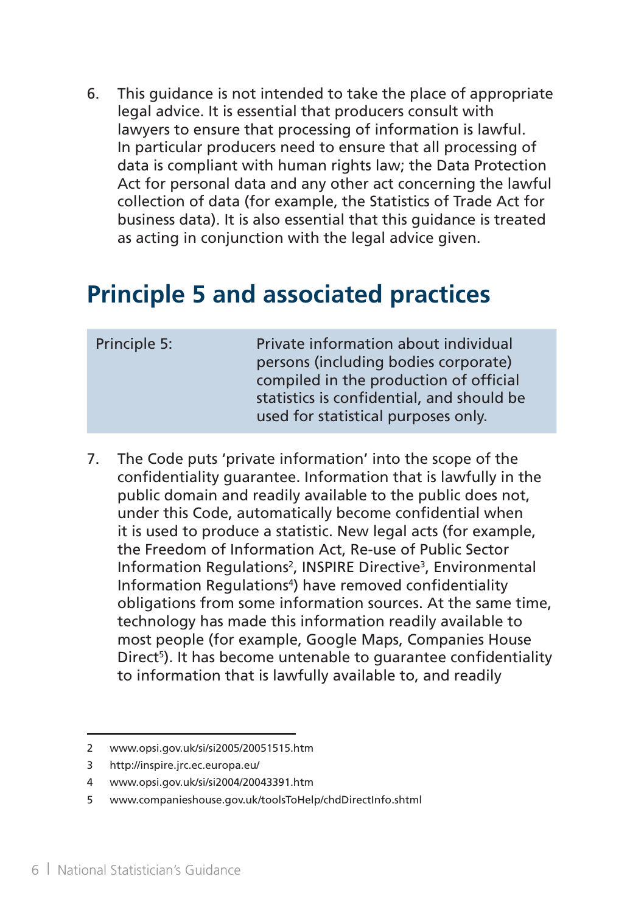6. This guidance is not intended to take the place of appropriate legal advice. It is essential that producers consult with lawyers to ensure that processing of information is lawful. In particular producers need to ensure that all processing of data is compliant with human rights law; the Data Protection Act for personal data and any other act concerning the lawful collection of data (for example, the Statistics of Trade Act for business data). It is also essential that this guidance is treated as acting in conjunction with the legal advice given.

## Principle 5 and associated practices

| Principle 5: | Private information about individual persons (including bodies corporate) compiled in the production of official statistics is confidential, and should be used for statistical purposes only. |
|---|---|

7. The Code puts 'private information' into the scope of the confidentiality guarantee. Information that is lawfully in the public domain and readily available to the public does not, under this Code, automatically become confidential when it is used to produce a statistic. New legal acts (for example, the Freedom of Information Act, Re-use of Public Sector Information Regulations[2], INSPIRE Directive[3], Environmental Information Regulations[4]) have removed confidentiality obligations from some information sources. At the same time, technology has made this information readily available to most people (for example, Google Maps, Companies House Direct[5]). It has become untenable to guarantee confidentiality to information that is lawfully available to, and readily

---

2 www.opsi.gov.uk/si/si2005/20051515.htm

3 http://inspire.jrc.ec.europa.eu/

4 www.opsi.gov.uk/si/si2004/20043391.htm

5 www.companieshouse.gov.uk/toolsToHelp/chdDirectInfo.shtml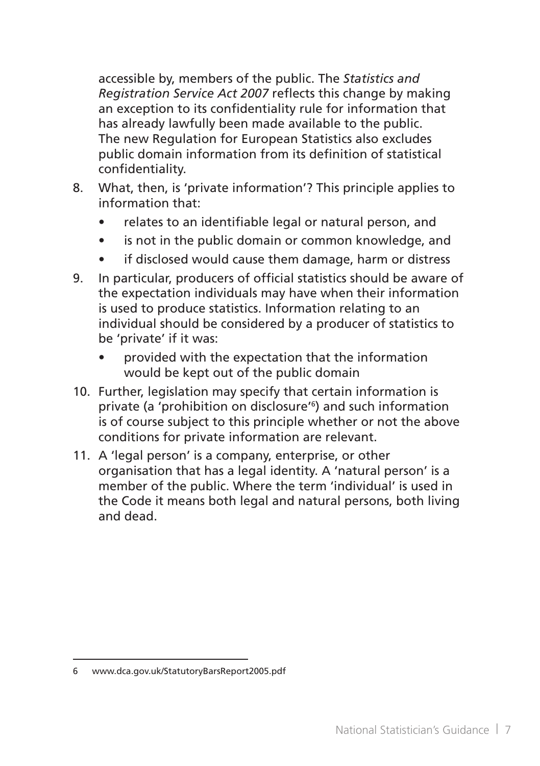accessible by, members of the public. The *Statistics and Registration Service Act 2007* reflects this change by making an exception to its confidentiality rule for information that has already lawfully been made available to the public. The new Regulation for European Statistics also excludes public domain information from its definition of statistical confidentiality.

8. What, then, is 'private information'? This principle applies to information that:
   - relates to an identifiable legal or natural person, and
   - is not in the public domain or common knowledge, and
   - if disclosed would cause them damage, harm or distress
9. In particular, producers of official statistics should be aware of the expectation individuals may have when their information is used to produce statistics. Information relating to an individual should be considered by a producer of statistics to be 'private' if it was:
   - provided with the expectation that the information would be kept out of the public domain
10. Further, legislation may specify that certain information is private (a 'prohibition on disclosure'[6]) and such information is of course subject to this principle whether or not the above conditions for private information are relevant.
11. A 'legal person' is a company, enterprise, or other organisation that has a legal identity. A 'natural person' is a member of the public. Where the term 'individual' is used in the Code it means both legal and natural persons, both living and dead.

6 www.dca.gov.uk/StatutoryBarsReport2005.pdf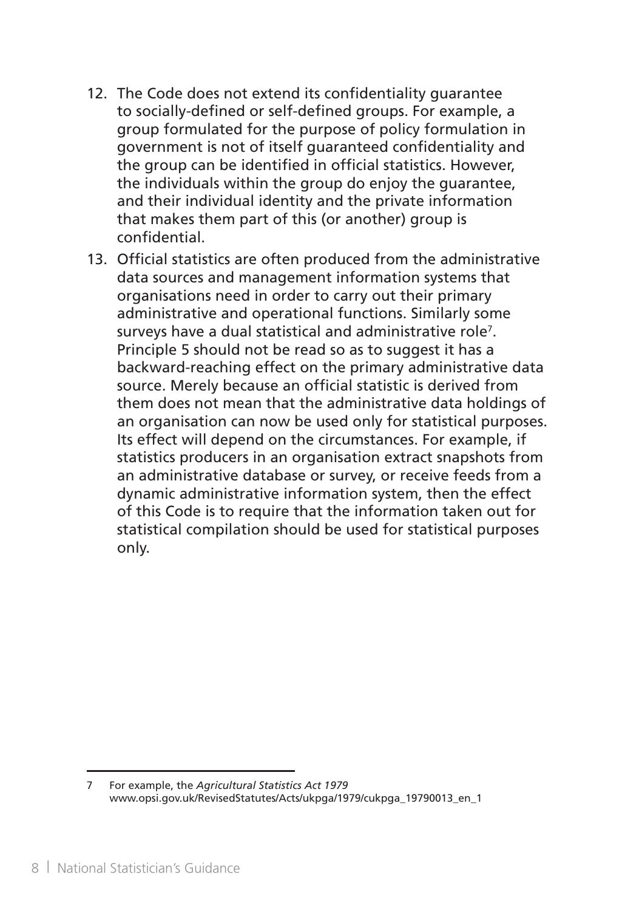12. The Code does not extend its confidentiality guarantee to socially-defined or self-defined groups. For example, a group formulated for the purpose of policy formulation in government is not of itself guaranteed confidentiality and the group can be identified in official statistics. However, the individuals within the group do enjoy the guarantee, and their individual identity and the private information that makes them part of this (or another) group is confidential.
13. Official statistics are often produced from the administrative data sources and management information systems that organisations need in order to carry out their primary administrative and operational functions. Similarly some surveys have a dual statistical and administrative role[7]. Principle 5 should not be read so as to suggest it has a backward-reaching effect on the primary administrative data source. Merely because an official statistic is derived from them does not mean that the administrative data holdings of an organisation can now be used only for statistical purposes. Its effect will depend on the circumstances. For example, if statistics producers in an organisation extract snapshots from an administrative database or survey, or receive feeds from a dynamic administrative information system, then the effect of this Code is to require that the information taken out for statistical compilation should be used for statistical purposes only.

---

7 For example, the *Agricultural Statistics Act 1979* www.opsi.gov.uk/RevisedStatutes/Acts/ukpga/1979/cukpga_19790013_en_1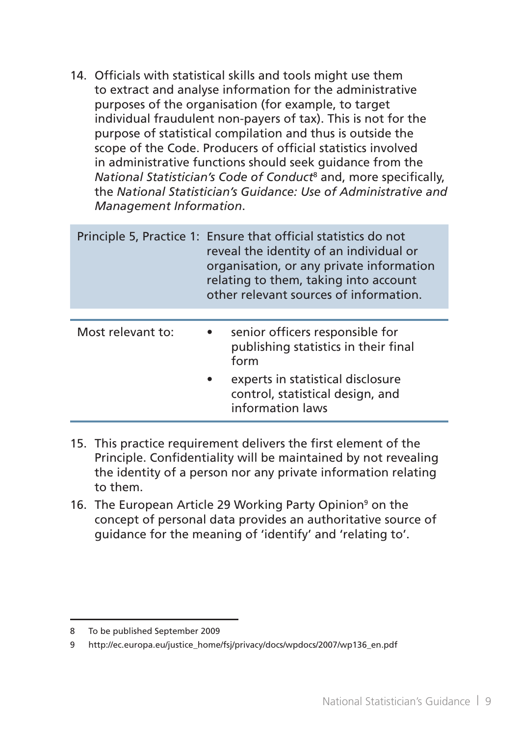14. Officials with statistical skills and tools might use them to extract and analyse information for the administrative purposes of the organisation (for example, to target individual fraudulent non-payers of tax). This is not for the purpose of statistical compilation and thus is outside the scope of the Code. Producers of official statistics involved in administrative functions should seek guidance from the *National Statistician's Code of Conduct*[8] and, more specifically, the *National Statistician's Guidance: Use of Administrative and Management Information*.

| Principle 5, Practice 1: | Ensure that official statistics do not reveal the identity of an individual or organisation, or any private information relating to them, taking into account other relevant sources of information. |
|---|---|

| Most relevant to: | • senior officers responsible for publishing statistics in their final form<br>• experts in statistical disclosure control, statistical design, and information laws |
|---|---|

15. This practice requirement delivers the first element of the Principle. Confidentiality will be maintained by not revealing the identity of a person nor any private information relating to them.

16. The European Article 29 Working Party Opinion[9] on the concept of personal data provides an authoritative source of guidance for the meaning of 'identify' and 'relating to'.

---

8 To be published September 2009

9 http://ec.europa.eu/justice_home/fsj/privacy/docs/wpdocs/2007/wp136_en.pdf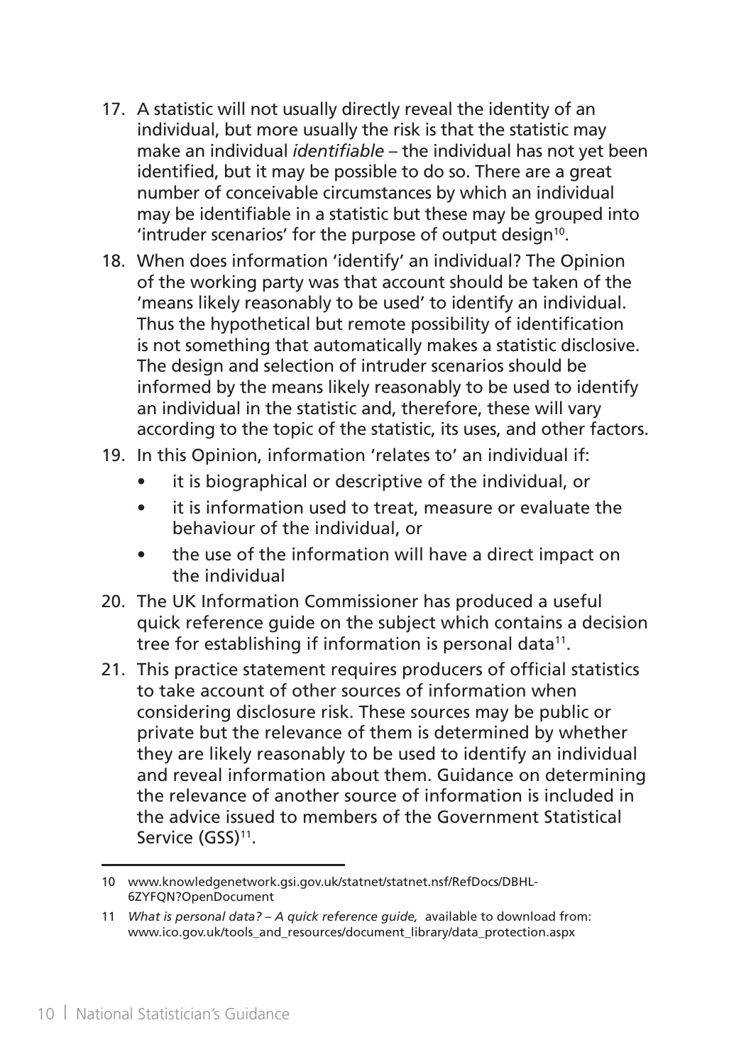17. A statistic will not usually directly reveal the identity of an individual, but more usually the risk is that the statistic may make an individual *identifiable* – the individual has not yet been identified, but it may be possible to do so. There are a great number of conceivable circumstances by which an individual may be identifiable in a statistic but these may be grouped into 'intruder scenarios' for the purpose of output design[10].
18. When does information 'identify' an individual? The Opinion of the working party was that account should be taken of the 'means likely reasonably to be used' to identify an individual. Thus the hypothetical but remote possibility of identification is not something that automatically makes a statistic disclosive. The design and selection of intruder scenarios should be informed by the means likely reasonably to be used to identify an individual in the statistic and, therefore, these will vary according to the topic of the statistic, its uses, and other factors.
19. In this Opinion, information 'relates to' an individual if:
    - it is biographical or descriptive of the individual, or
    - it is information used to treat, measure or evaluate the behaviour of the individual, or
    - the use of the information will have a direct impact on the individual
20. The UK Information Commissioner has produced a useful quick reference guide on the subject which contains a decision tree for establishing if information is personal data[11].
21. This practice statement requires producers of official statistics to take account of other sources of information when considering disclosure risk. These sources may be public or private but the relevance of them is determined by whether they are likely reasonably to be used to identify an individual and reveal information about them. Guidance on determining the relevance of another source of information is included in the advice issued to members of the Government Statistical Service (GSS)[11].

---

10 www.knowledgenetwork.gsi.gov.uk/statnet/statnet.nsf/RefDocs/DBHL-6ZYFQN?OpenDocument

11 *What is personal data? – A quick reference guide,* available to download from: www.ico.gov.uk/tools_and_resources/document_library/data_protection.aspx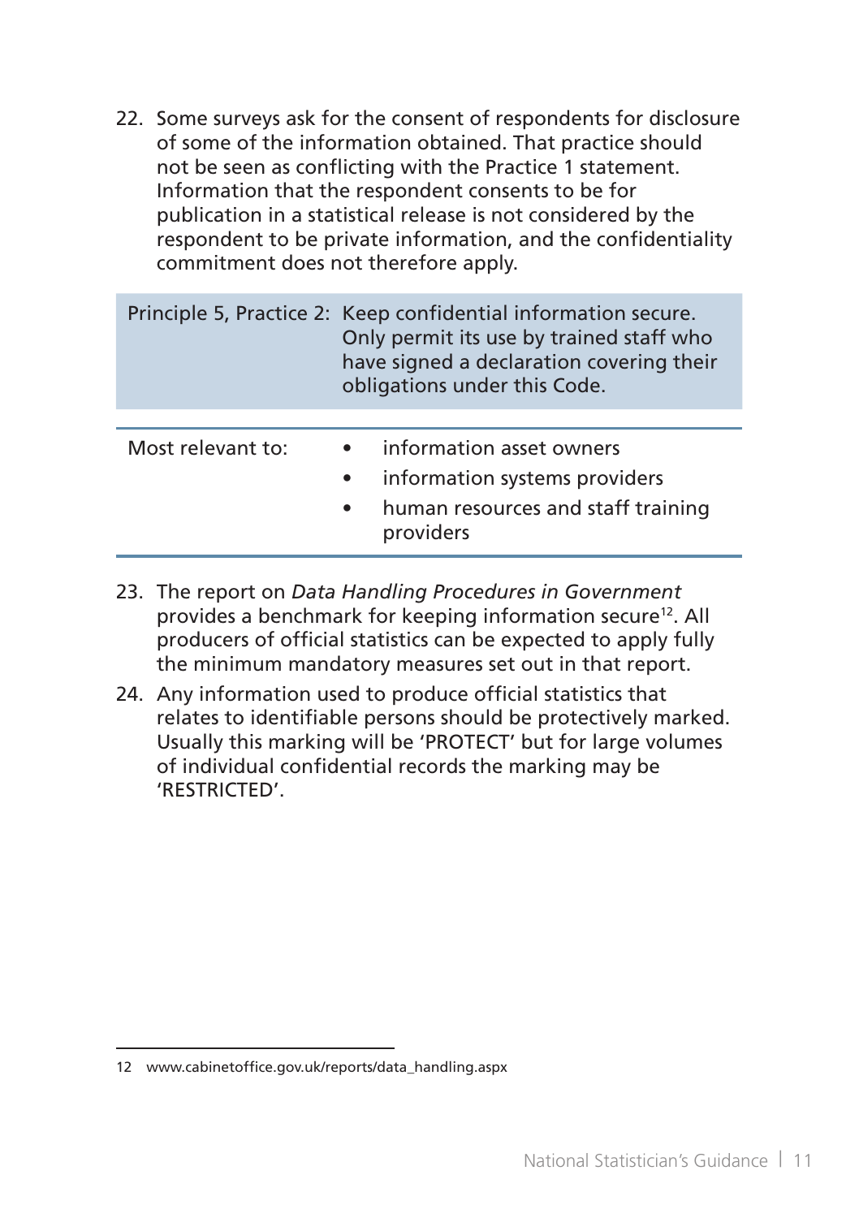22. Some surveys ask for the consent of respondents for disclosure of some of the information obtained. That practice should not be seen as conflicting with the Practice 1 statement. Information that the respondent consents to be for publication in a statistical release is not considered by the respondent to be private information, and the confidentiality commitment does not therefore apply.

| Principle 5, Practice 2: | Keep confidential information secure. Only permit its use by trained staff who have signed a declaration covering their obligations under this Code. |
|---|---|

| Most relevant to: | • information asset owners<br>• information systems providers<br>• human resources and staff training providers |
|---|---|

23. The report on *Data Handling Procedures in Government* provides a benchmark for keeping information secure[12]. All producers of official statistics can be expected to apply fully the minimum mandatory measures set out in that report.

24. Any information used to produce official statistics that relates to identifiable persons should be protectively marked. Usually this marking will be 'PROTECT' but for large volumes of individual confidential records the marking may be 'RESTRICTED'.

---

12 www.cabinetoffice.gov.uk/reports/data_handling.aspx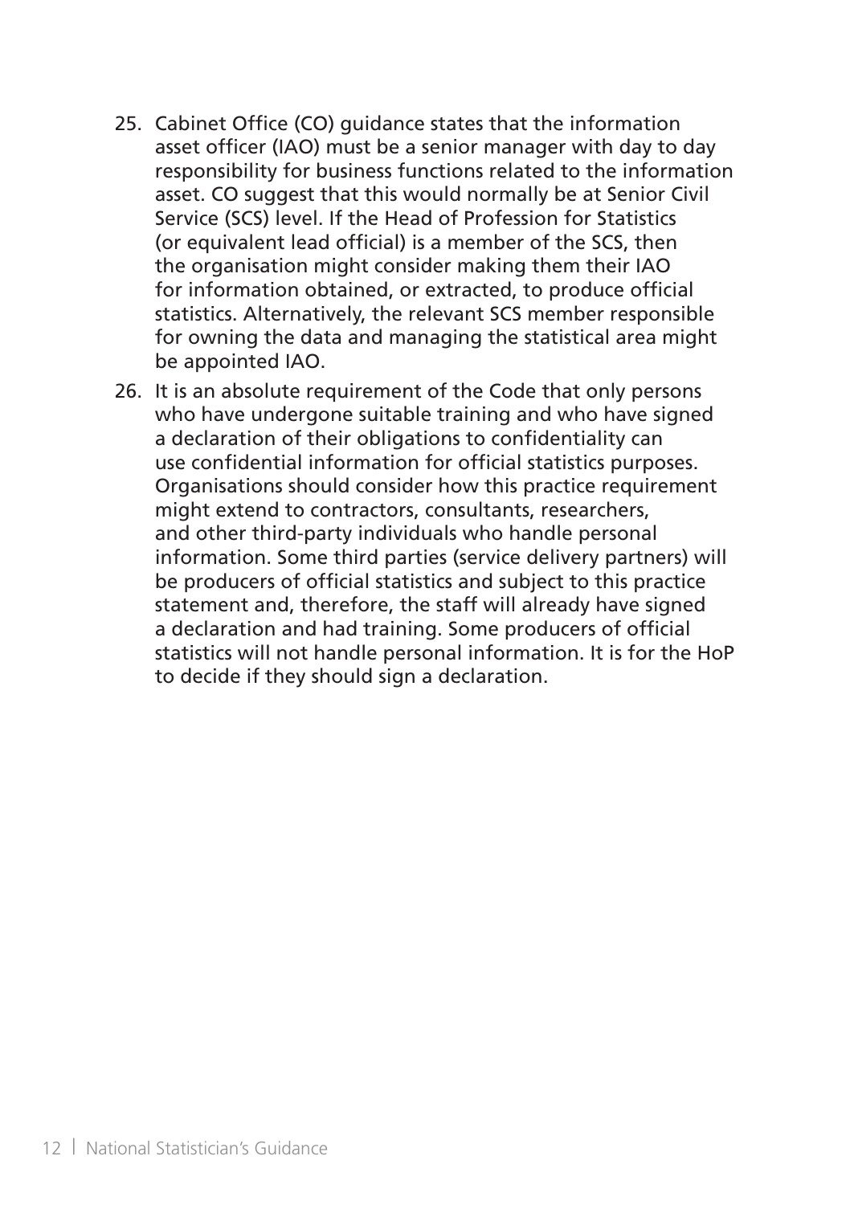25. Cabinet Office (CO) guidance states that the information asset officer (IAO) must be a senior manager with day to day responsibility for business functions related to the information asset. CO suggest that this would normally be at Senior Civil Service (SCS) level. If the Head of Profession for Statistics (or equivalent lead official) is a member of the SCS, then the organisation might consider making them their IAO for information obtained, or extracted, to produce official statistics. Alternatively, the relevant SCS member responsible for owning the data and managing the statistical area might be appointed IAO.
26. It is an absolute requirement of the Code that only persons who have undergone suitable training and who have signed a declaration of their obligations to confidentiality can use confidential information for official statistics purposes. Organisations should consider how this practice requirement might extend to contractors, consultants, researchers, and other third-party individuals who handle personal information. Some third parties (service delivery partners) will be producers of official statistics and subject to this practice statement and, therefore, the staff will already have signed a declaration and had training. Some producers of official statistics will not handle personal information. It is for the HoP to decide if they should sign a declaration.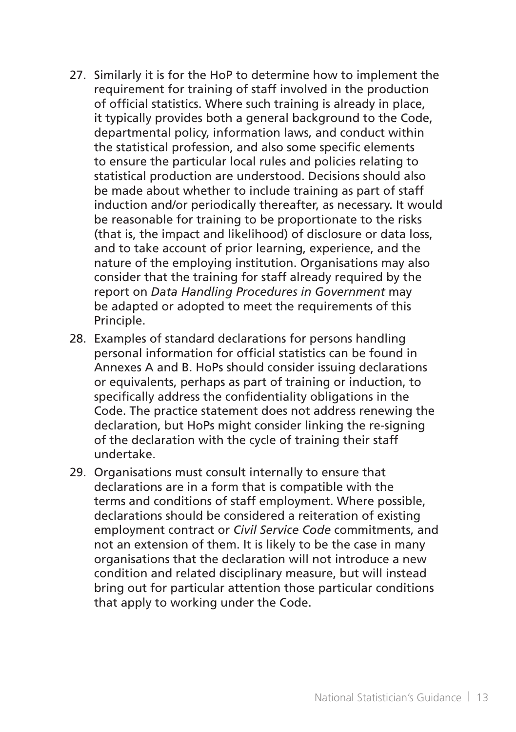27. Similarly it is for the HoP to determine how to implement the requirement for training of staff involved in the production of official statistics. Where such training is already in place, it typically provides both a general background to the Code, departmental policy, information laws, and conduct within the statistical profession, and also some specific elements to ensure the particular local rules and policies relating to statistical production are understood. Decisions should also be made about whether to include training as part of staff induction and/or periodically thereafter, as necessary. It would be reasonable for training to be proportionate to the risks (that is, the impact and likelihood) of disclosure or data loss, and to take account of prior learning, experience, and the nature of the employing institution. Organisations may also consider that the training for staff already required by the report on *Data Handling Procedures in Government* may be adapted or adopted to meet the requirements of this Principle.

28. Examples of standard declarations for persons handling personal information for official statistics can be found in Annexes A and B. HoPs should consider issuing declarations or equivalents, perhaps as part of training or induction, to specifically address the confidentiality obligations in the Code. The practice statement does not address renewing the declaration, but HoPs might consider linking the re-signing of the declaration with the cycle of training their staff undertake.

29. Organisations must consult internally to ensure that declarations are in a form that is compatible with the terms and conditions of staff employment. Where possible, declarations should be considered a reiteration of existing employment contract or *Civil Service Code* commitments, and not an extension of them. It is likely to be the case in many organisations that the declaration will not introduce a new condition and related disciplinary measure, but will instead bring out for particular attention those particular conditions that apply to working under the Code.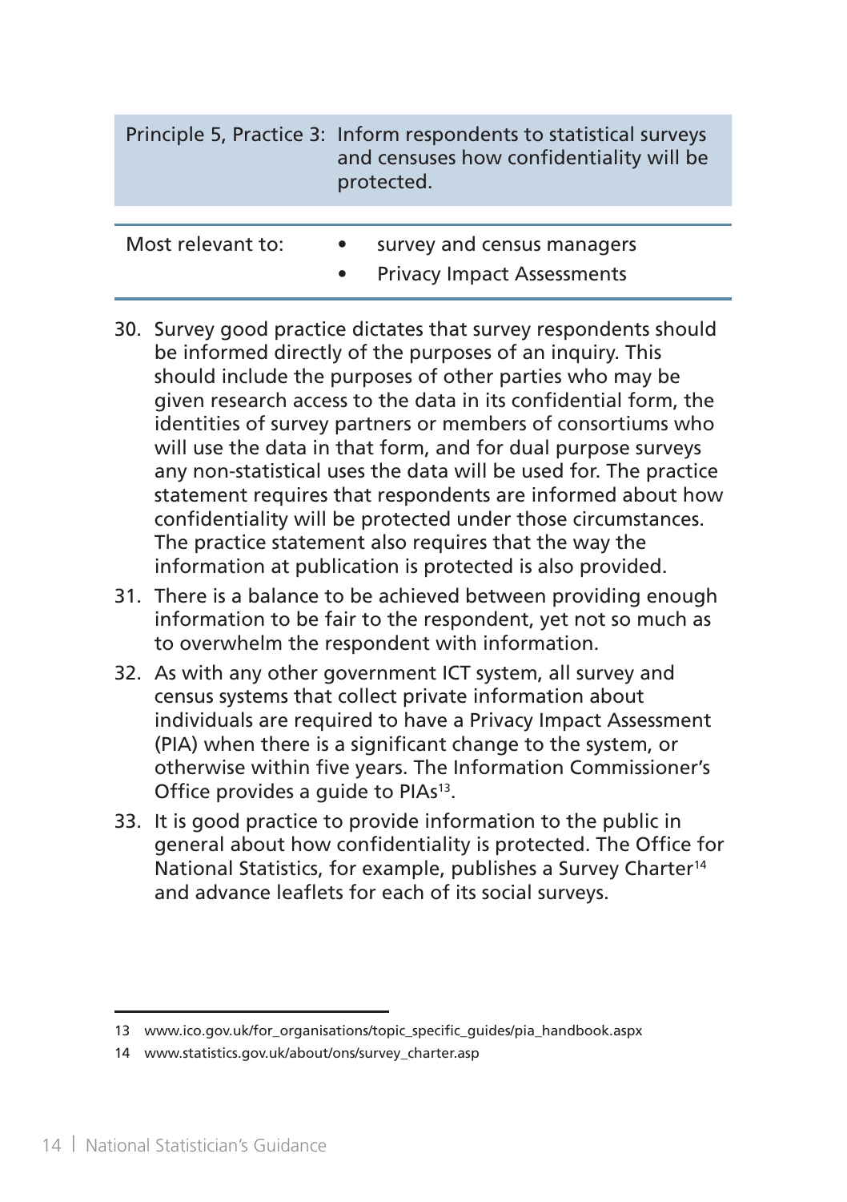| Principle 5, Practice 3: | Inform respondents to statistical surveys and censuses how confidentiality will be protected. |
| --- | --- |

| Most relevant to: | • survey and census managers<br>• Privacy Impact Assessments |
| --- | --- |

30. Survey good practice dictates that survey respondents should be informed directly of the purposes of an inquiry. This should include the purposes of other parties who may be given research access to the data in its confidential form, the identities of survey partners or members of consortiums who will use the data in that form, and for dual purpose surveys any non-statistical uses the data will be used for. The practice statement requires that respondents are informed about how confidentiality will be protected under those circumstances. The practice statement also requires that the way the information at publication is protected is also provided.
31. There is a balance to be achieved between providing enough information to be fair to the respondent, yet not so much as to overwhelm the respondent with information.
32. As with any other government ICT system, all survey and census systems that collect private information about individuals are required to have a Privacy Impact Assessment (PIA) when there is a significant change to the system, or otherwise within five years. The Information Commissioner's Office provides a guide to PIAs[13].
33. It is good practice to provide information to the public in general about how confidentiality is protected. The Office for National Statistics, for example, publishes a Survey Charter[14] and advance leaflets for each of its social surveys.

---

13 www.ico.gov.uk/for_organisations/topic_specific_guides/pia_handbook.aspx

14 www.statistics.gov.uk/about/ons/survey_charter.asp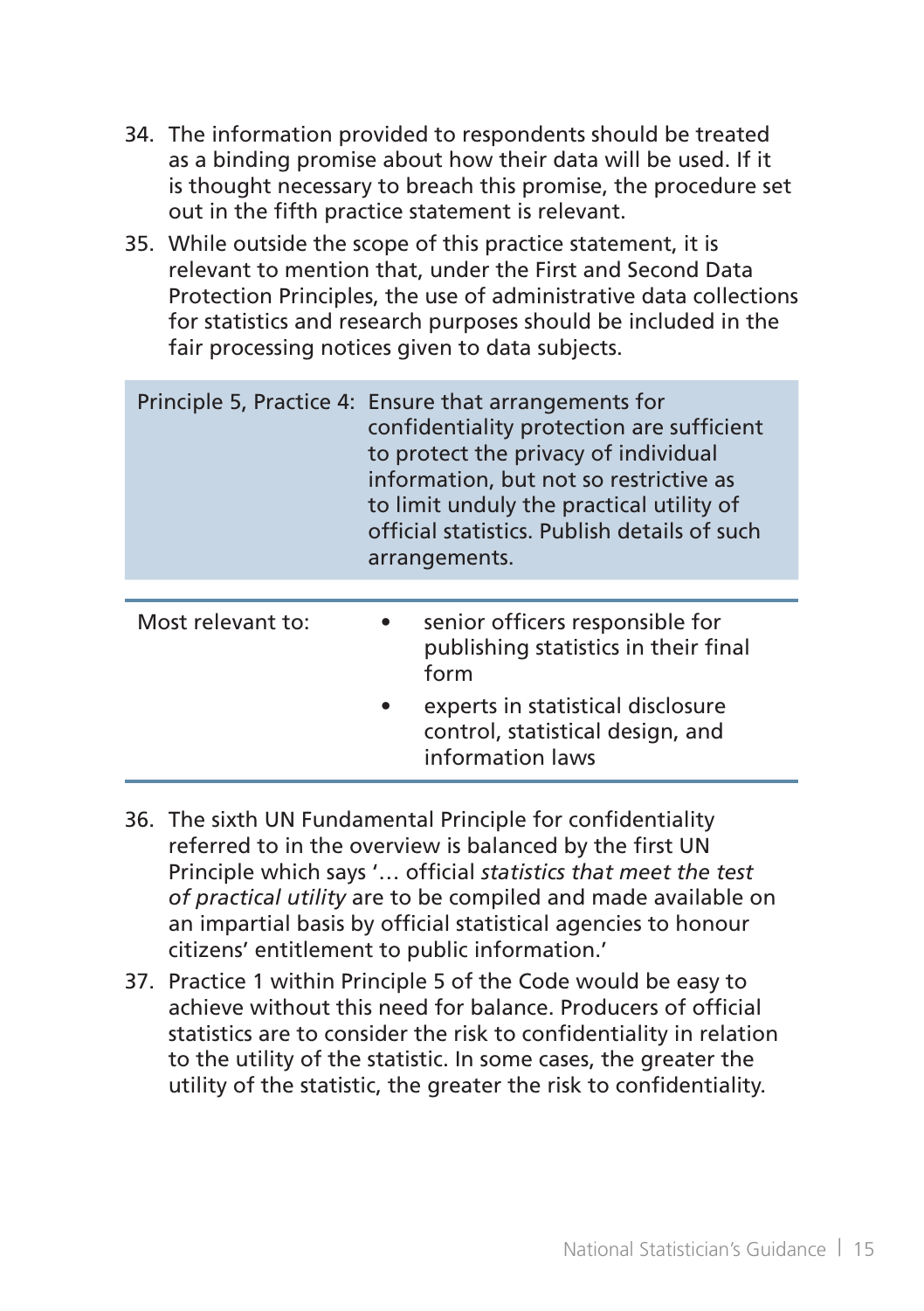34. The information provided to respondents should be treated as a binding promise about how their data will be used. If it is thought necessary to breach this promise, the procedure set out in the fifth practice statement is relevant.

35. While outside the scope of this practice statement, it is relevant to mention that, under the First and Second Data Protection Principles, the use of administrative data collections for statistics and research purposes should be included in the fair processing notices given to data subjects.

| Principle 5, Practice 4: | Ensure that arrangements for confidentiality protection are sufficient to protect the privacy of individual information, but not so restrictive as to limit unduly the practical utility of official statistics. Publish details of such arrangements. |
|---|---|

| Most relevant to: | |
|---|---|
| | • senior officers responsible for publishing statistics in their final form |
| | • experts in statistical disclosure control, statistical design, and information laws |

36. The sixth UN Fundamental Principle for confidentiality referred to in the overview is balanced by the first UN Principle which says '… official *statistics that meet the test of practical utility* are to be compiled and made available on an impartial basis by official statistical agencies to honour citizens' entitlement to public information.'

37. Practice 1 within Principle 5 of the Code would be easy to achieve without this need for balance. Producers of official statistics are to consider the risk to confidentiality in relation to the utility of the statistic. In some cases, the greater the utility of the statistic, the greater the risk to confidentiality.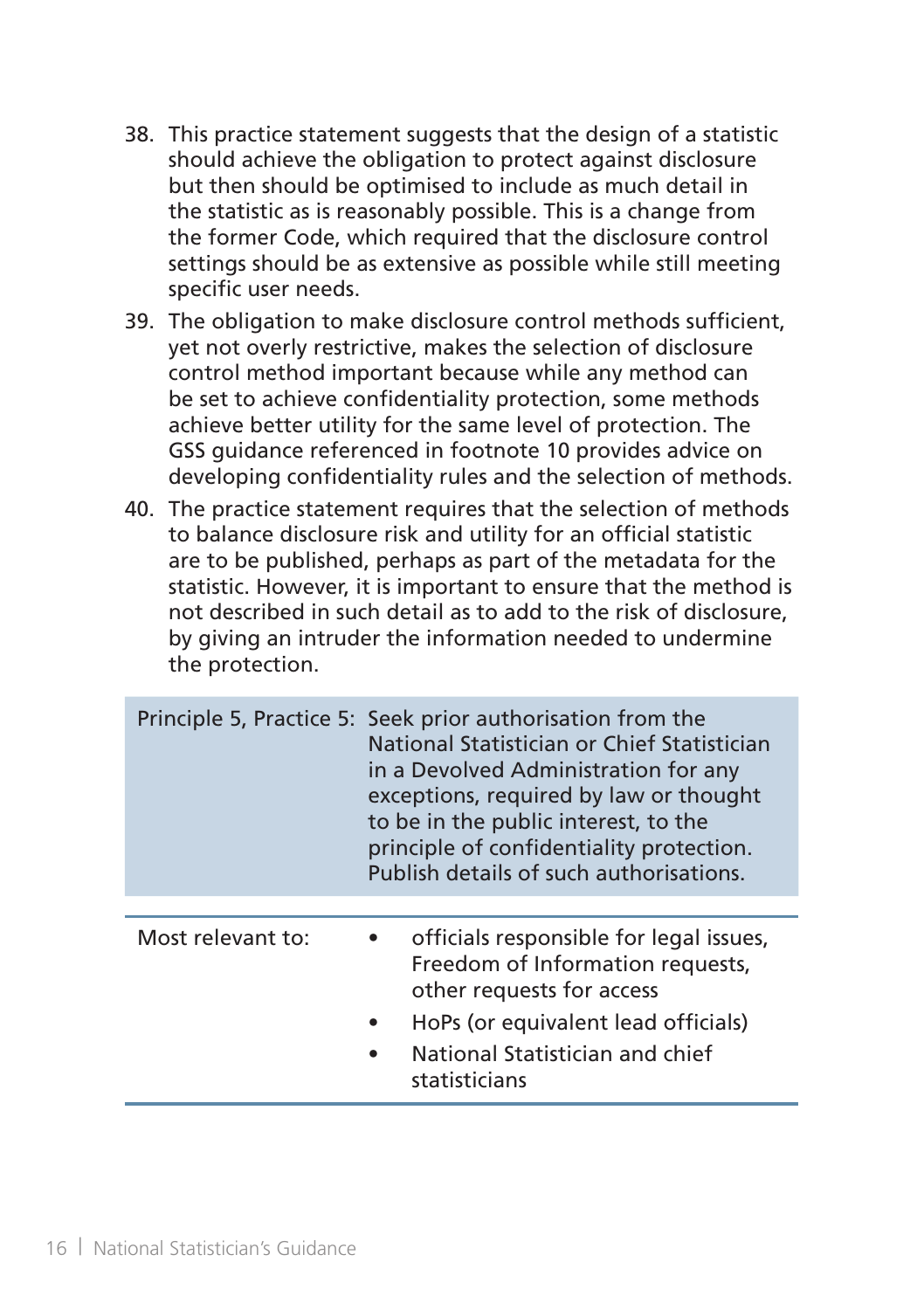38. This practice statement suggests that the design of a statistic should achieve the obligation to protect against disclosure but then should be optimised to include as much detail in the statistic as is reasonably possible. This is a change from the former Code, which required that the disclosure control settings should be as extensive as possible while still meeting specific user needs.
39. The obligation to make disclosure control methods sufficient, yet not overly restrictive, makes the selection of disclosure control method important because while any method can be set to achieve confidentiality protection, some methods achieve better utility for the same level of protection. The GSS guidance referenced in footnote 10 provides advice on developing confidentiality rules and the selection of methods.
40. The practice statement requires that the selection of methods to balance disclosure risk and utility for an official statistic are to be published, perhaps as part of the metadata for the statistic. However, it is important to ensure that the method is not described in such detail as to add to the risk of disclosure, by giving an intruder the information needed to undermine the protection.

| Principle 5, Practice 5: | Seek prior authorisation from the National Statistician or Chief Statistician in a Devolved Administration for any exceptions, required by law or thought to be in the public interest, to the principle of confidentiality protection. Publish details of such authorisations. |
|---|---|

| Most relevant to: | • officials responsible for legal issues, Freedom of Information requests, other requests for access<br>• HoPs (or equivalent lead officials)<br>• National Statistician and chief statisticians |
|---|---|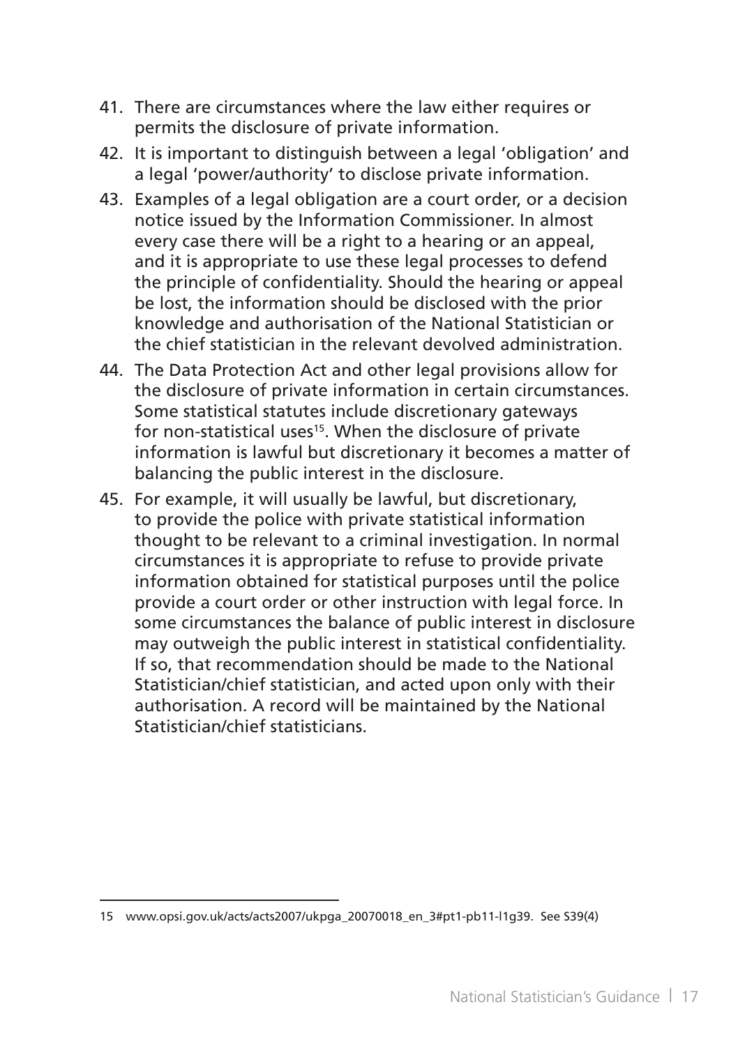41. There are circumstances where the law either requires or permits the disclosure of private information.
42. It is important to distinguish between a legal 'obligation' and a legal 'power/authority' to disclose private information.
43. Examples of a legal obligation are a court order, or a decision notice issued by the Information Commissioner. In almost every case there will be a right to a hearing or an appeal, and it is appropriate to use these legal processes to defend the principle of confidentiality. Should the hearing or appeal be lost, the information should be disclosed with the prior knowledge and authorisation of the National Statistician or the chief statistician in the relevant devolved administration.
44. The Data Protection Act and other legal provisions allow for the disclosure of private information in certain circumstances. Some statistical statutes include discretionary gateways for non-statistical uses[15]. When the disclosure of private information is lawful but discretionary it becomes a matter of balancing the public interest in the disclosure.
45. For example, it will usually be lawful, but discretionary, to provide the police with private statistical information thought to be relevant to a criminal investigation. In normal circumstances it is appropriate to refuse to provide private information obtained for statistical purposes until the police provide a court order or other instruction with legal force. In some circumstances the balance of public interest in disclosure may outweigh the public interest in statistical confidentiality. If so, that recommendation should be made to the National Statistician/chief statistician, and acted upon only with their authorisation. A record will be maintained by the National Statistician/chief statisticians.

---

15 www.opsi.gov.uk/acts/acts2007/ukpga_20070018_en_3#pt1-pb11-l1g39. See S39(4)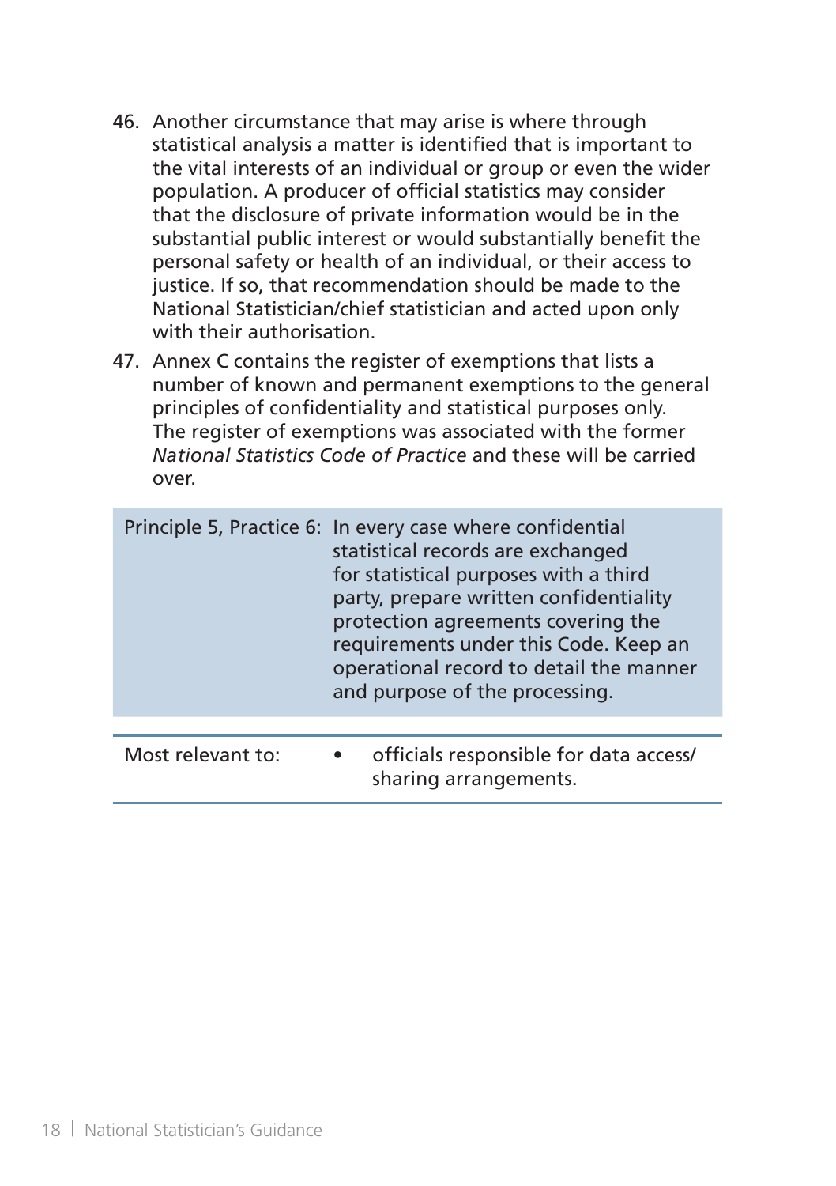46. Another circumstance that may arise is where through statistical analysis a matter is identified that is important to the vital interests of an individual or group or even the wider population. A producer of official statistics may consider that the disclosure of private information would be in the substantial public interest or would substantially benefit the personal safety or health of an individual, or their access to justice. If so, that recommendation should be made to the National Statistician/chief statistician and acted upon only with their authorisation.

47. Annex C contains the register of exemptions that lists a number of known and permanent exemptions to the general principles of confidentiality and statistical purposes only. The register of exemptions was associated with the former *National Statistics Code of Practice* and these will be carried over.

| | |
|---|---|
| Principle 5, Practice 6: | In every case where confidential statistical records are exchanged for statistical purposes with a third party, prepare written confidentiality protection agreements covering the requirements under this Code. Keep an operational record to detail the manner and purpose of the processing. |

| | |
|---|---|
| Most relevant to: | • officials responsible for data access/sharing arrangements. |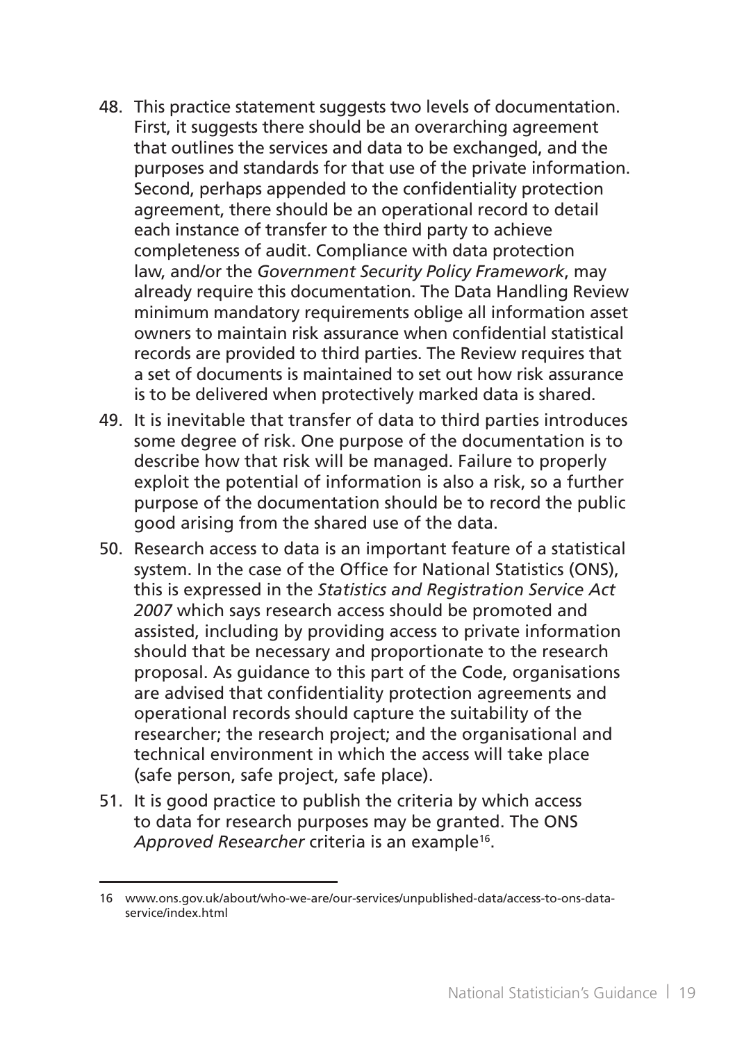48. This practice statement suggests two levels of documentation. First, it suggests there should be an overarching agreement that outlines the services and data to be exchanged, and the purposes and standards for that use of the private information. Second, perhaps appended to the confidentiality protection agreement, there should be an operational record to detail each instance of transfer to the third party to achieve completeness of audit. Compliance with data protection law, and/or the *Government Security Policy Framework*, may already require this documentation. The Data Handling Review minimum mandatory requirements oblige all information asset owners to maintain risk assurance when confidential statistical records are provided to third parties. The Review requires that a set of documents is maintained to set out how risk assurance is to be delivered when protectively marked data is shared.
49. It is inevitable that transfer of data to third parties introduces some degree of risk. One purpose of the documentation is to describe how that risk will be managed. Failure to properly exploit the potential of information is also a risk, so a further purpose of the documentation should be to record the public good arising from the shared use of the data.
50. Research access to data is an important feature of a statistical system. In the case of the Office for National Statistics (ONS), this is expressed in the *Statistics and Registration Service Act 2007* which says research access should be promoted and assisted, including by providing access to private information should that be necessary and proportionate to the research proposal. As guidance to this part of the Code, organisations are advised that confidentiality protection agreements and operational records should capture the suitability of the researcher; the research project; and the organisational and technical environment in which the access will take place (safe person, safe project, safe place).
51. It is good practice to publish the criteria by which access to data for research purposes may be granted. The ONS *Approved Researcher* criteria is an example[16].

---

16 www.ons.gov.uk/about/who-we-are/our-services/unpublished-data/access-to-ons-data-service/index.html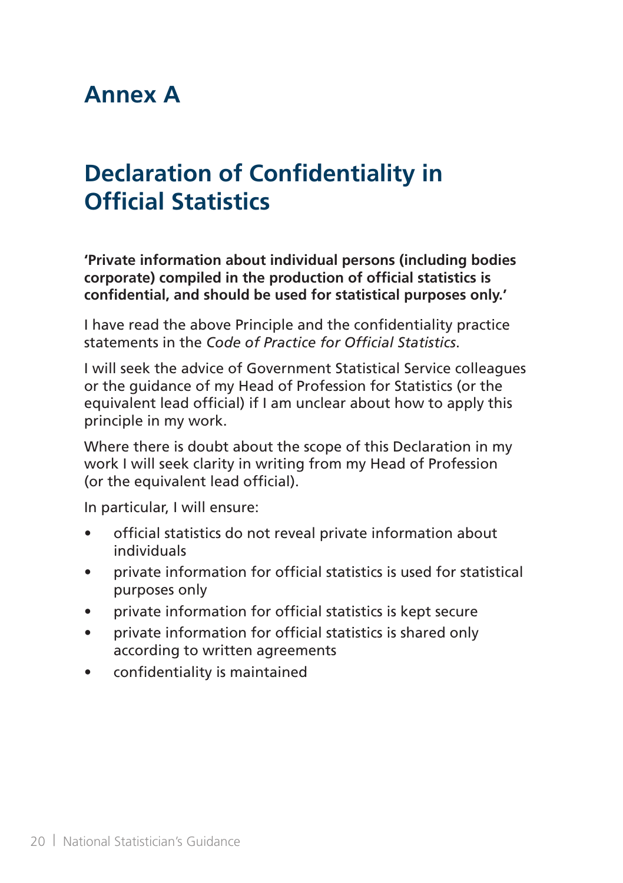# Annex A

## Declaration of Confidentiality in Official Statistics

**'Private information about individual persons (including bodies corporate) compiled in the production of official statistics is confidential, and should be used for statistical purposes only.'**

I have read the above Principle and the confidentiality practice statements in the *Code of Practice for Official Statistics*.

I will seek the advice of Government Statistical Service colleagues or the guidance of my Head of Profession for Statistics (or the equivalent lead official) if I am unclear about how to apply this principle in my work.

Where there is doubt about the scope of this Declaration in my work I will seek clarity in writing from my Head of Profession (or the equivalent lead official).

In particular, I will ensure:

- official statistics do not reveal private information about individuals
- private information for official statistics is used for statistical purposes only
- private information for official statistics is kept secure
- private information for official statistics is shared only according to written agreements
- confidentiality is maintained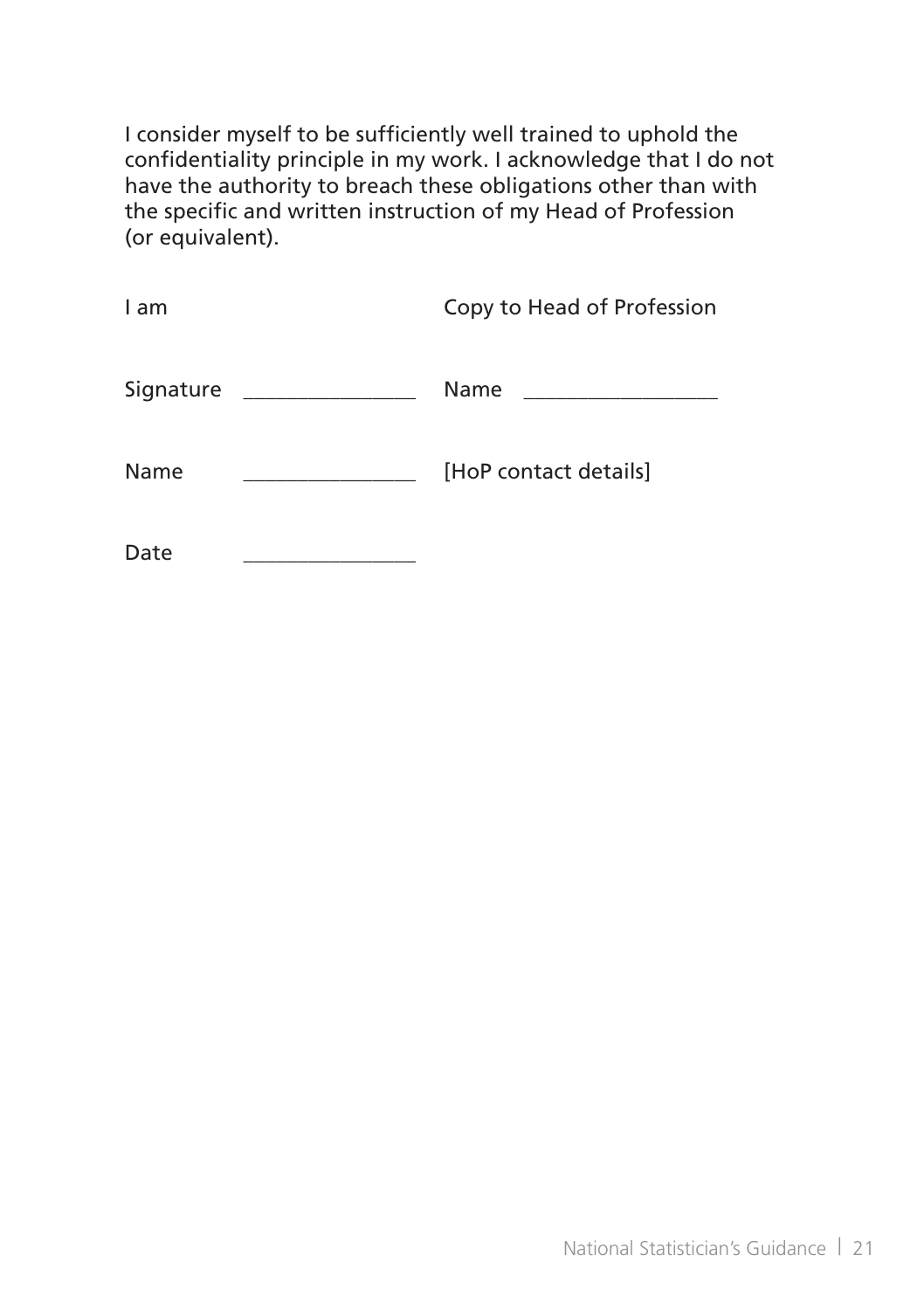I consider myself to be sufficiently well trained to uphold the confidentiality principle in my work. I acknowledge that I do not have the authority to breach these obligations other than with the specific and written instruction of my Head of Profession (or equivalent).

| I am | | Copy to Head of Profession |
|---|---|---|
| Signature | ________________ | Name __________________ |
| Name | ________________ | [HoP contact details] |
| Date | ________________ | |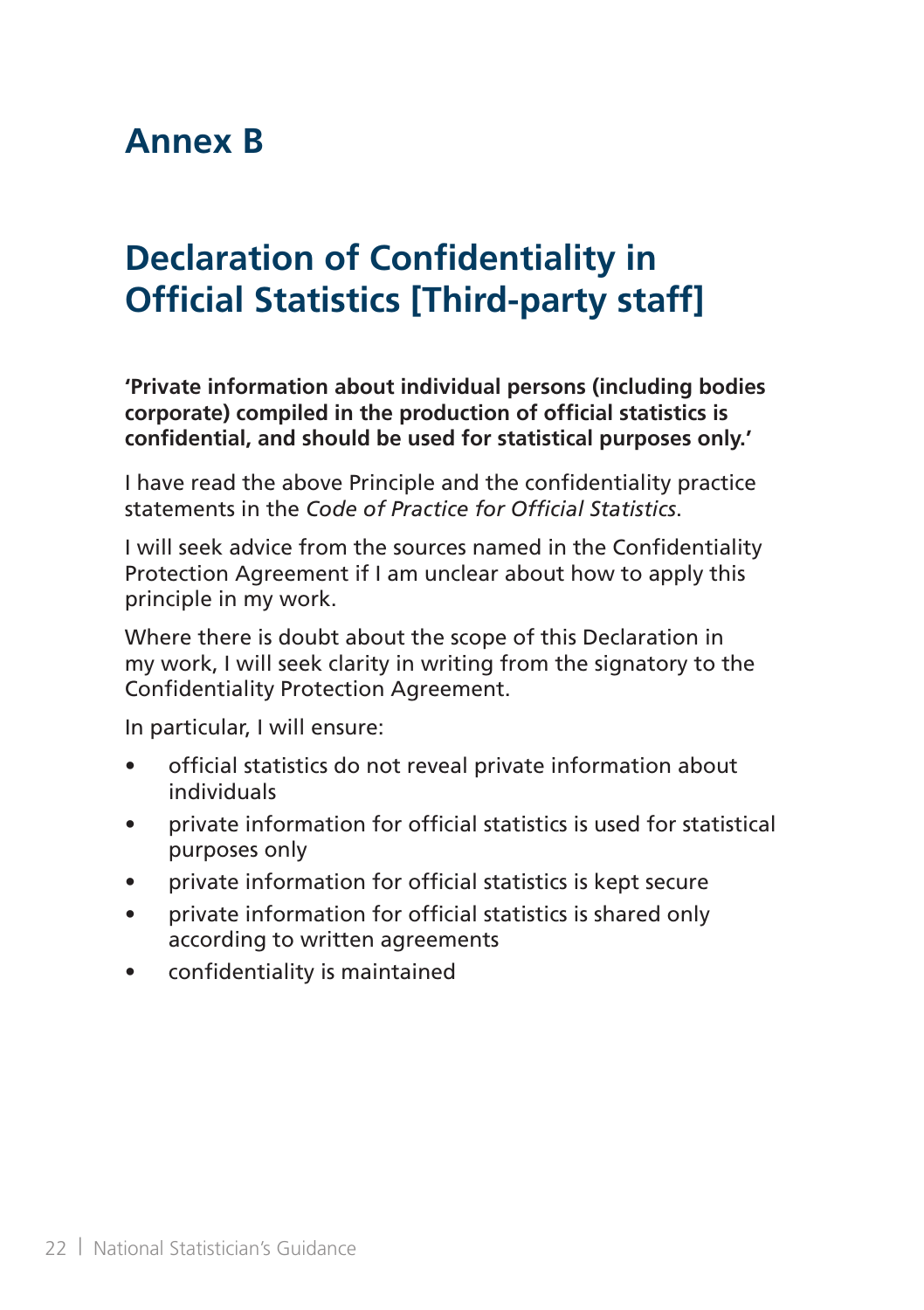# Annex B

## Declaration of Confidentiality in Official Statistics [Third-party staff]

**'Private information about individual persons (including bodies corporate) compiled in the production of official statistics is confidential, and should be used for statistical purposes only.'**

I have read the above Principle and the confidentiality practice statements in the *Code of Practice for Official Statistics*.

I will seek advice from the sources named in the Confidentiality Protection Agreement if I am unclear about how to apply this principle in my work.

Where there is doubt about the scope of this Declaration in my work, I will seek clarity in writing from the signatory to the Confidentiality Protection Agreement.

In particular, I will ensure:

- official statistics do not reveal private information about individuals
- private information for official statistics is used for statistical purposes only
- private information for official statistics is kept secure
- private information for official statistics is shared only according to written agreements
- confidentiality is maintained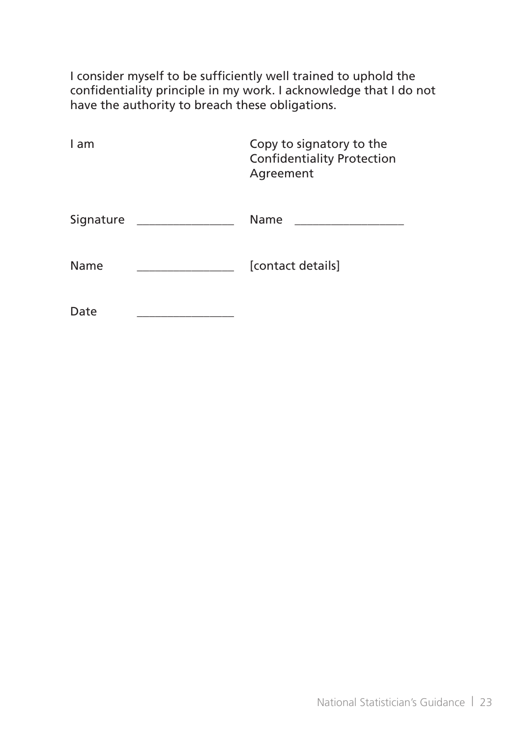I consider myself to be sufficiently well trained to uphold the confidentiality principle in my work. I acknowledge that I do not have the authority to breach these obligations.

| I am | | Copy to signatory to the Confidentiality Protection Agreement |
|---|---|---|
| Signature | ________________ | Name ________________ |
| Name | ________________ | [contact details] |
| Date | ________________ | |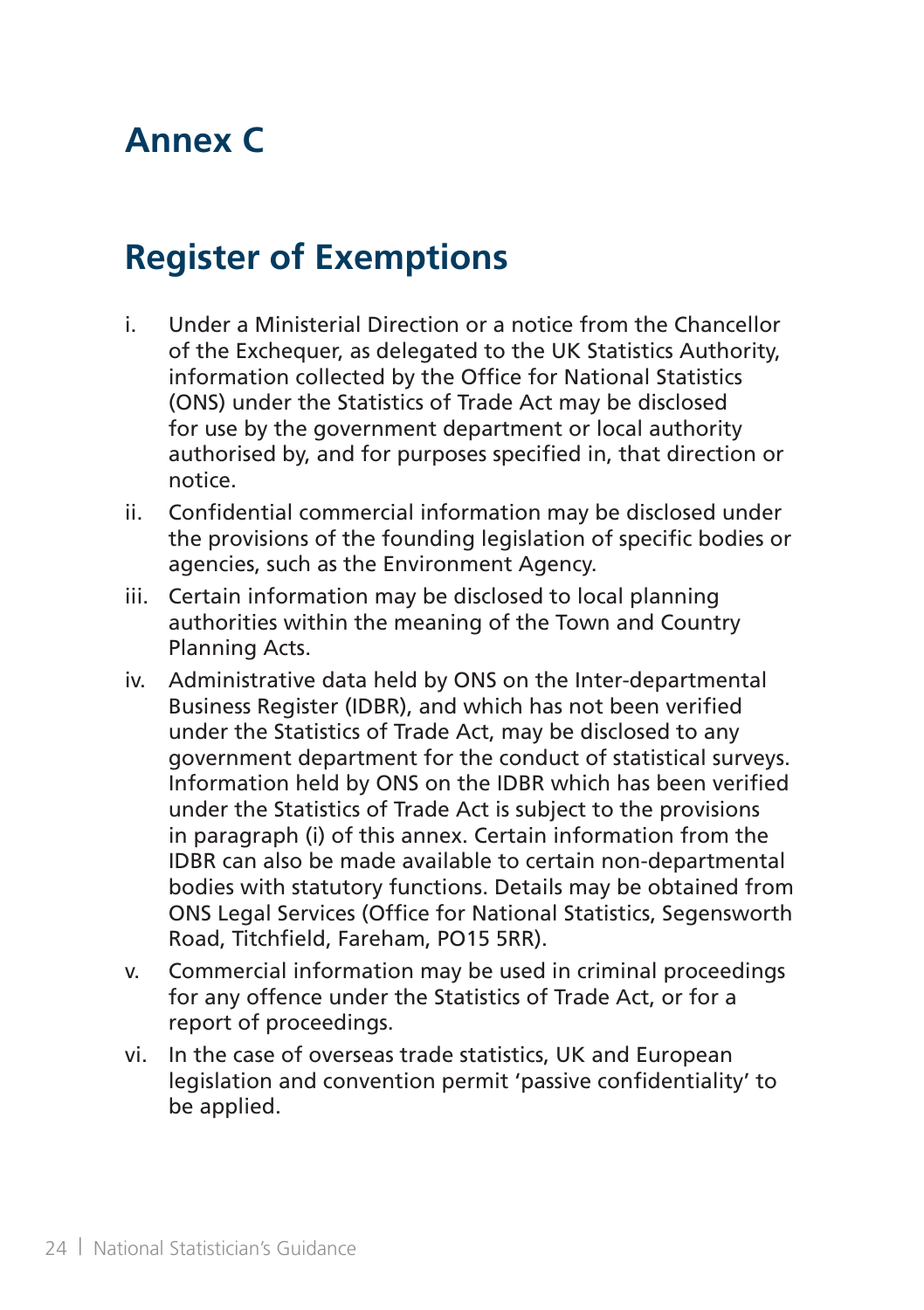# Annex C

## Register of Exemptions

i. Under a Ministerial Direction or a notice from the Chancellor of the Exchequer, as delegated to the UK Statistics Authority, information collected by the Office for National Statistics (ONS) under the Statistics of Trade Act may be disclosed for use by the government department or local authority authorised by, and for purposes specified in, that direction or notice.

ii. Confidential commercial information may be disclosed under the provisions of the founding legislation of specific bodies or agencies, such as the Environment Agency.

iii. Certain information may be disclosed to local planning authorities within the meaning of the Town and Country Planning Acts.

iv. Administrative data held by ONS on the Inter-departmental Business Register (IDBR), and which has not been verified under the Statistics of Trade Act, may be disclosed to any government department for the conduct of statistical surveys. Information held by ONS on the IDBR which has been verified under the Statistics of Trade Act is subject to the provisions in paragraph (i) of this annex. Certain information from the IDBR can also be made available to certain non-departmental bodies with statutory functions. Details may be obtained from ONS Legal Services (Office for National Statistics, Segensworth Road, Titchfield, Fareham, PO15 5RR).

v. Commercial information may be used in criminal proceedings for any offence under the Statistics of Trade Act, or for a report of proceedings.

vi. In the case of overseas trade statistics, UK and European legislation and convention permit 'passive confidentiality' to be applied.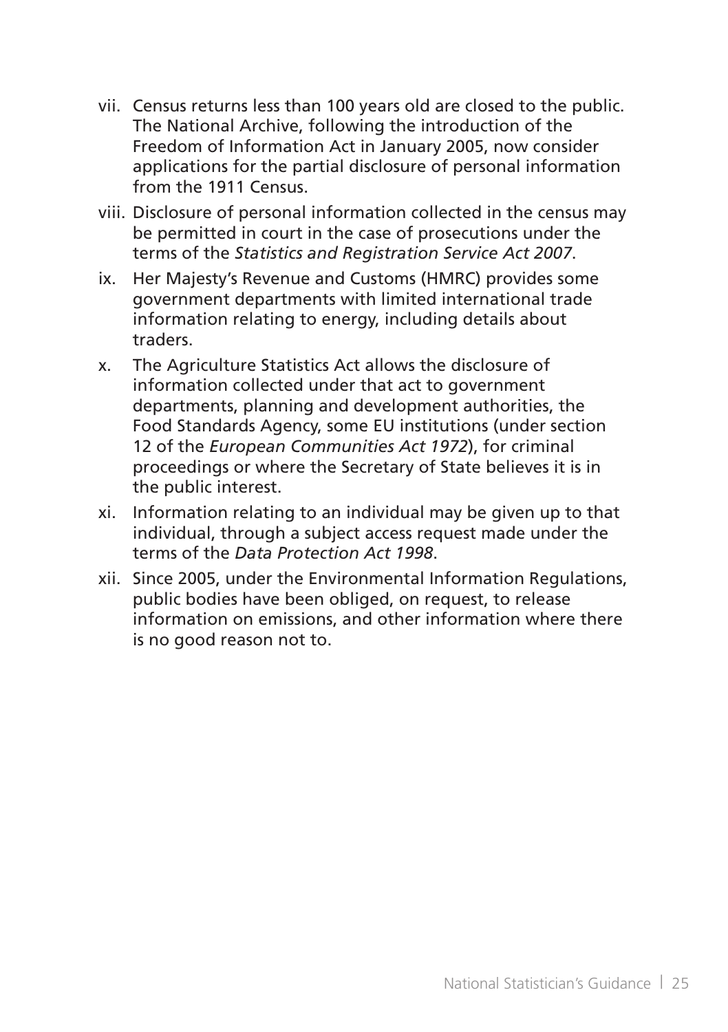vii. Census returns less than 100 years old are closed to the public. The National Archive, following the introduction of the Freedom of Information Act in January 2005, now consider applications for the partial disclosure of personal information from the 1911 Census.

viii. Disclosure of personal information collected in the census may be permitted in court in the case of prosecutions under the terms of the *Statistics and Registration Service Act 2007*.

ix. Her Majesty's Revenue and Customs (HMRC) provides some government departments with limited international trade information relating to energy, including details about traders.

x. The Agriculture Statistics Act allows the disclosure of information collected under that act to government departments, planning and development authorities, the Food Standards Agency, some EU institutions (under section 12 of the *European Communities Act 1972*), for criminal proceedings or where the Secretary of State believes it is in the public interest.

xi. Information relating to an individual may be given up to that individual, through a subject access request made under the terms of the *Data Protection Act 1998*.

xii. Since 2005, under the Environmental Information Regulations, public bodies have been obliged, on request, to release information on emissions, and other information where there is no good reason not to.